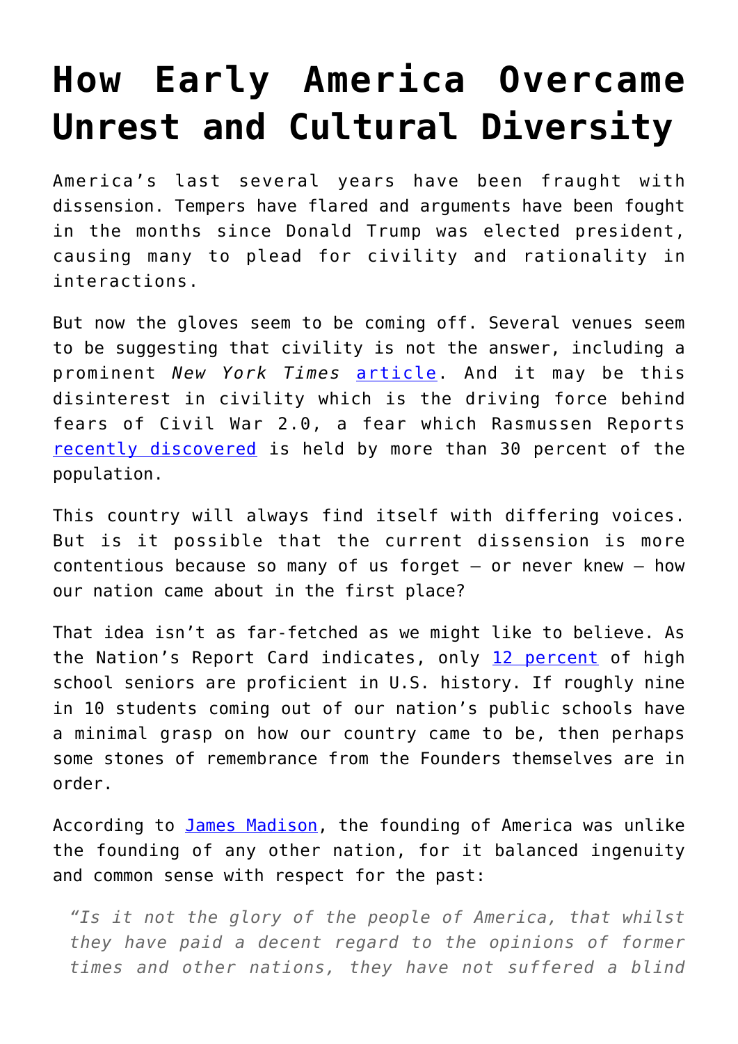# How Early America Overcame Unrest and Cultural Diversity

America's last several years have been fraught with dissension. Tempers have flared and arguments have been fought in the months since Donald Trump was elected president, causing many to plead for civility and rationality in interactions.

But now the gloves seem to be coming off. Several venues seem to be suggesting that civility is not the answer, including a prominent *New York Times* article. And it may be this disinterest in civility which is the driving force behind fears of Civil War 2.0, a fear which Rasmussen Reports recently discovered is held by more than 30 percent of the population.

This country will always find itself with differing voices. But is it possible that the current dissension is more contentious because so many of us forget – or never knew – how our nation came about in the first place?

That idea isn't as far-fetched as we might like to believe. As the Nation's Report Card indicates, only 12 percent of high school seniors are proficient in U.S. history. If roughly nine in 10 students coming out of our nation's public schools have a minimal grasp on how our country came to be, then perhaps some stones of remembrance from the Founders themselves are in order.

According to James Madison, the founding of America was unlike the founding of any other nation, for it balanced ingenuity and common sense with respect for the past:

> *"Is it not the glory of the people of America, that whilst they have paid a decent regard to the opinions of former times and other nations, they have not suffered a blind*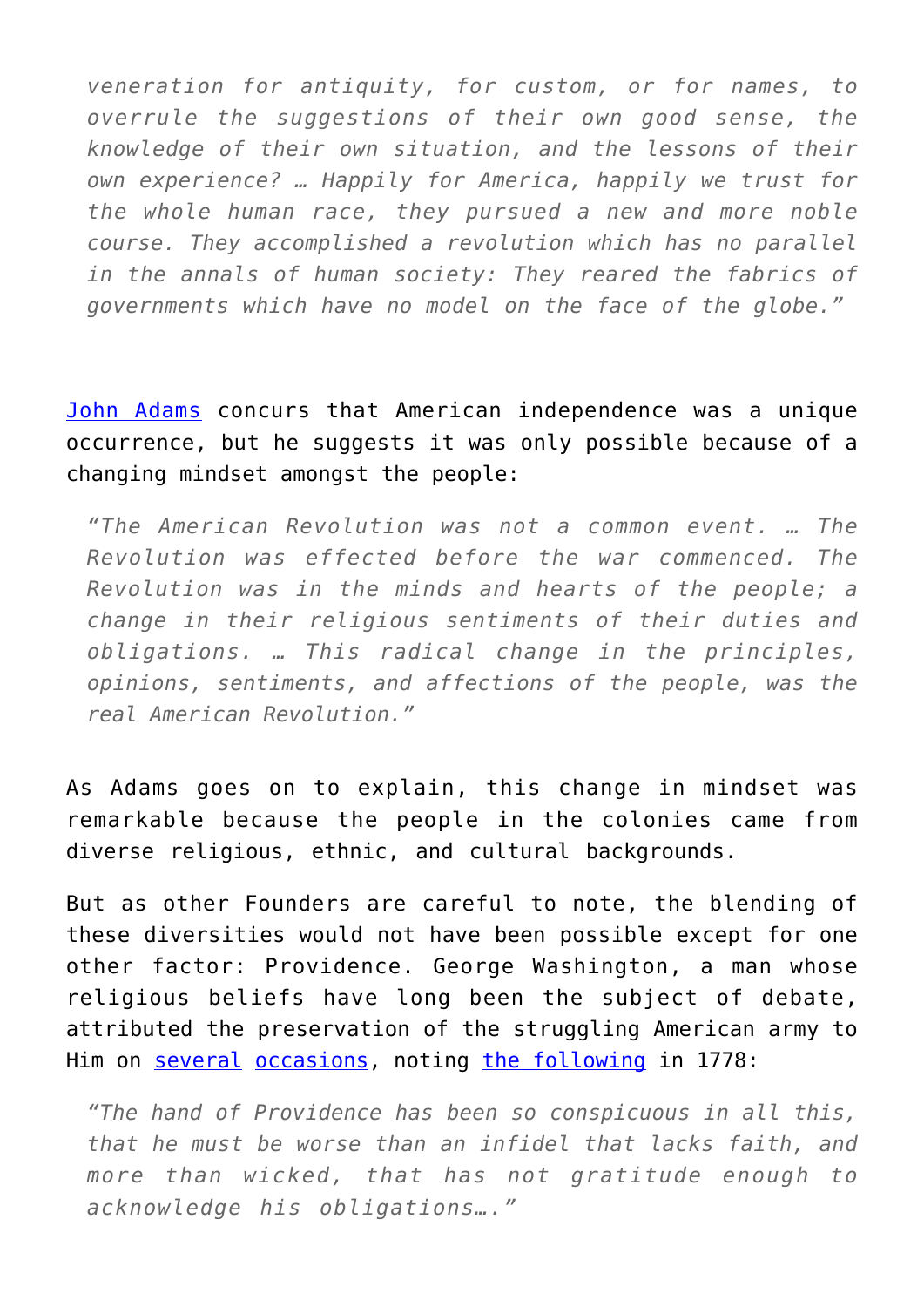> *veneration for antiquity, for custom, or for names, to overrule the suggestions of their own good sense, the knowledge of their own situation, and the lessons of their own experience? … Happily for America, happily we trust for the whole human race, they pursued a new and more noble course. They accomplished a revolution which has no parallel in the annals of human society: They reared the fabrics of governments which have no model on the face of the globe."*

John Adams concurs that American independence was a unique occurrence, but he suggests it was only possible because of a changing mindset amongst the people:

> *"The American Revolution was not a common event. … The Revolution was effected before the war commenced. The Revolution was in the minds and hearts of the people; a change in their religious sentiments of their duties and obligations. … This radical change in the principles, opinions, sentiments, and affections of the people, was the real American Revolution."*

As Adams goes on to explain, this change in mindset was remarkable because the people in the colonies came from diverse religious, ethnic, and cultural backgrounds.

But as other Founders are careful to note, the blending of these diversities would not have been possible except for one other factor: Providence. George Washington, a man whose religious beliefs have long been the subject of debate, attributed the preservation of the struggling American army to Him on several occasions, noting the following in 1778:

> *"The hand of Providence has been so conspicuous in all this, that he must be worse than an infidel that lacks faith, and more than wicked, that has not gratitude enough to acknowledge his obligations…."*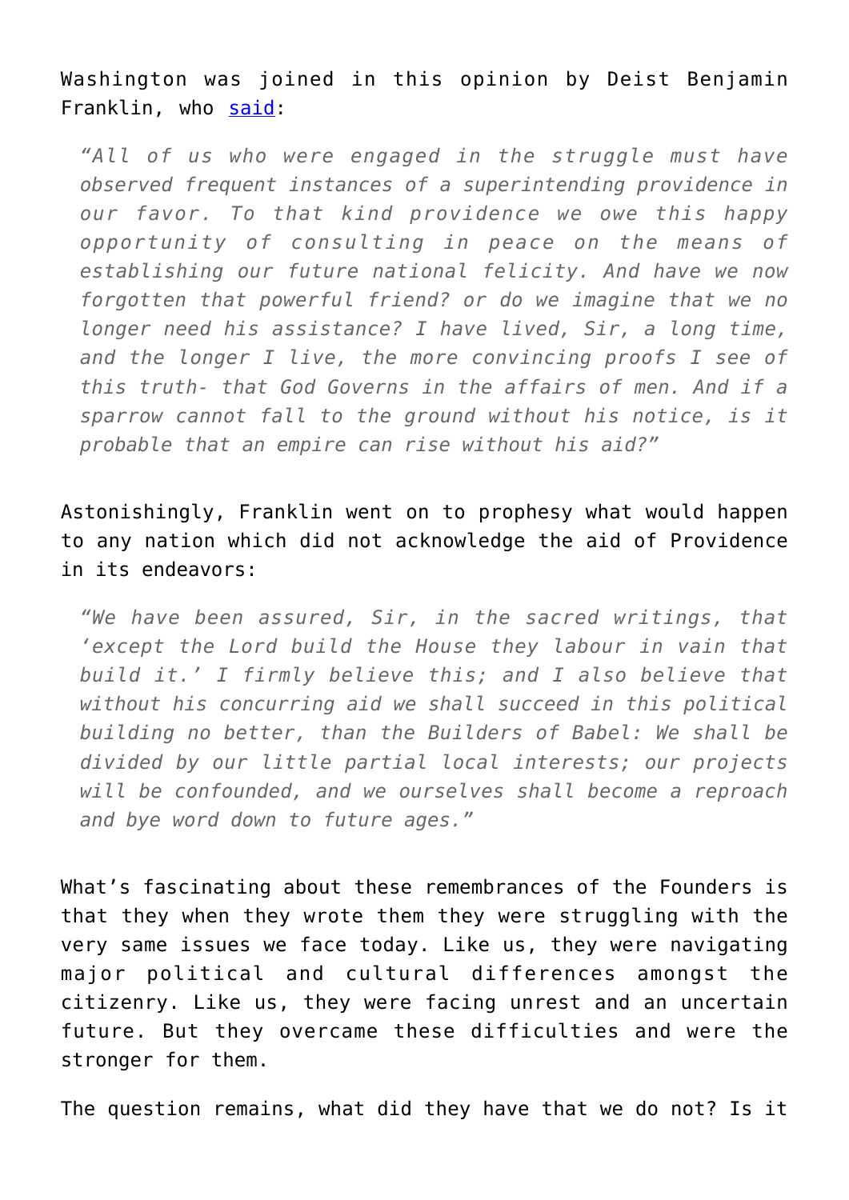Washington was joined in this opinion by Deist Benjamin Franklin, who [said](#):

> *"All of us who were engaged in the struggle must have observed frequent instances of a superintending providence in our favor. To that kind providence we owe this happy opportunity of consulting in peace on the means of establishing our future national felicity. And have we now forgotten that powerful friend? or do we imagine that we no longer need his assistance? I have lived, Sir, a long time, and the longer I live, the more convincing proofs I see of this truth- that God Governs in the affairs of men. And if a sparrow cannot fall to the ground without his notice, is it probable that an empire can rise without his aid?"*

Astonishingly, Franklin went on to prophesy what would happen to any nation which did not acknowledge the aid of Providence in its endeavors:

> *"We have been assured, Sir, in the sacred writings, that 'except the Lord build the House they labour in vain that build it.' I firmly believe this; and I also believe that without his concurring aid we shall succeed in this political building no better, than the Builders of Babel: We shall be divided by our little partial local interests; our projects will be confounded, and we ourselves shall become a reproach and bye word down to future ages."*

What's fascinating about these remembrances of the Founders is that they when they wrote them they were struggling with the very same issues we face today. Like us, they were navigating major political and cultural differences amongst the citizenry. Like us, they were facing unrest and an uncertain future. But they overcame these difficulties and were the stronger for them.

The question remains, what did they have that we do not? Is it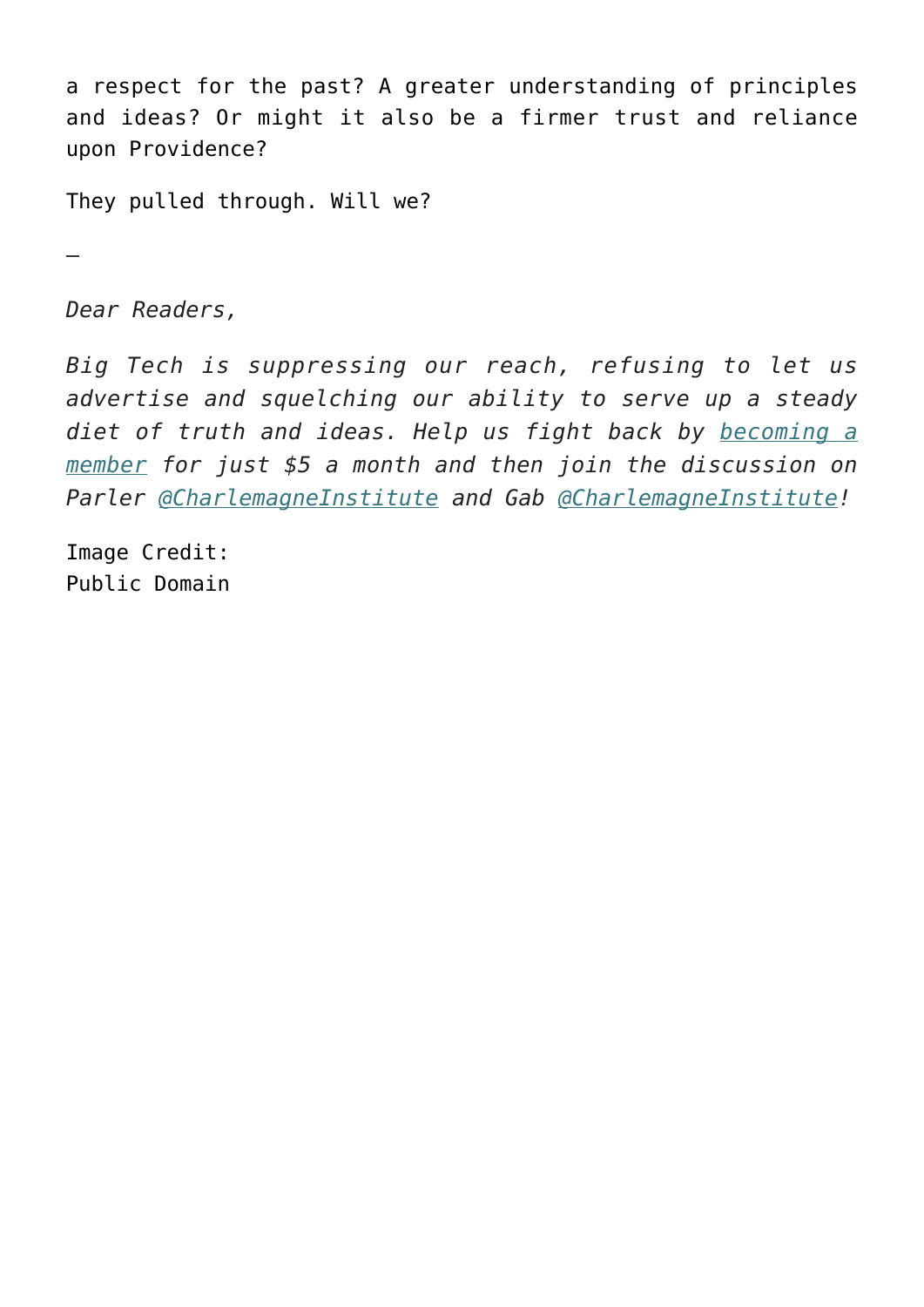a respect for the past? A greater understanding of principles and ideas? Or might it also be a firmer trust and reliance upon Providence?

They pulled through. Will we?

—

*Dear Readers,*

*Big Tech is suppressing our reach, refusing to let us advertise and squelching our ability to serve up a steady diet of truth and ideas. Help us fight back by becoming a member for just $5 a month and then join the discussion on Parler @CharlemagneInstitute and Gab @CharlemagneInstitute!*

Image Credit:
Public Domain